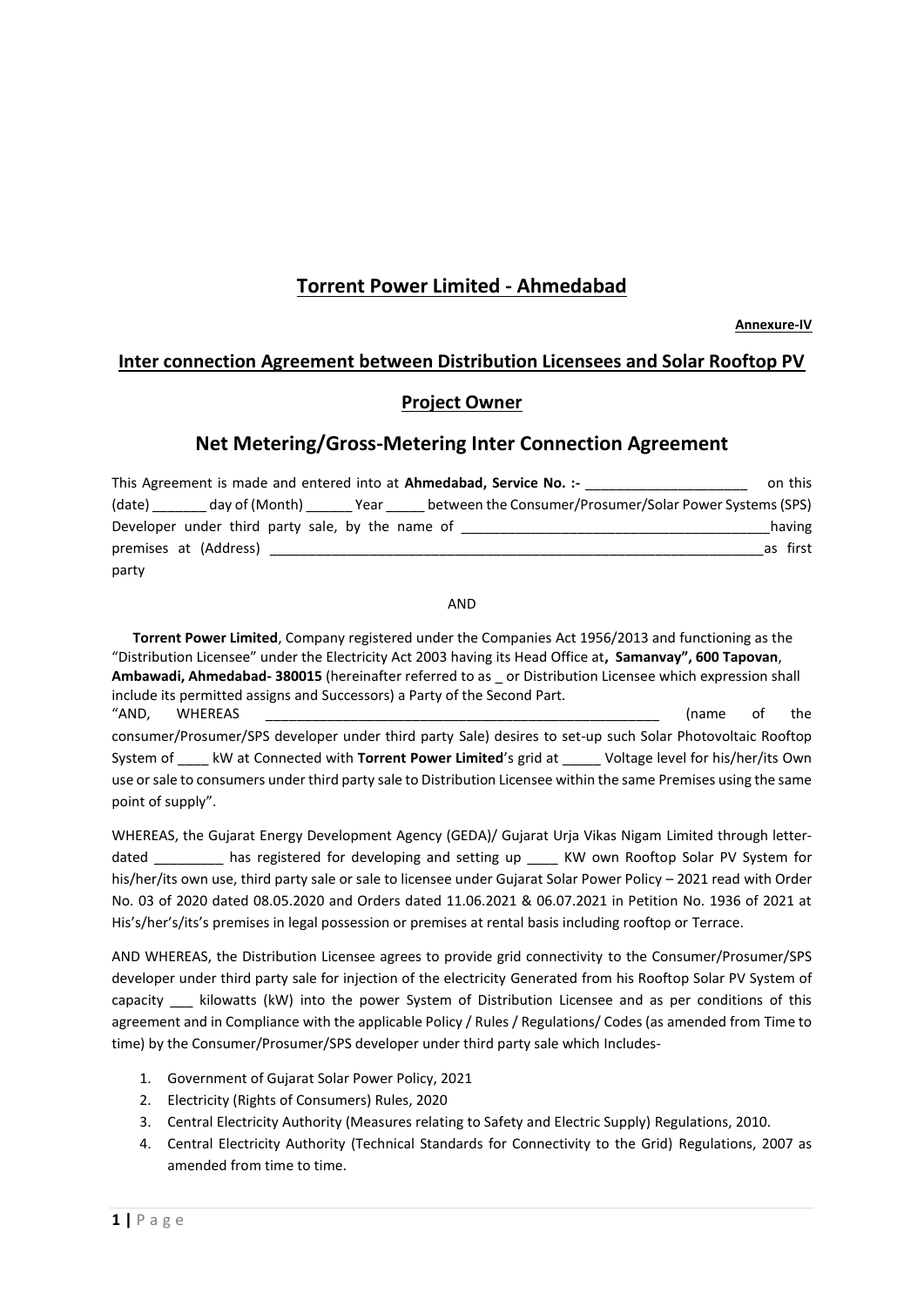# Torrent Power Limited - Ahmedabad

**Annexure-IV**

## Inter connection Agreement between Distribution Licensees and Solar Rooftop PV Project Owner

## Net Metering/Gross-Metering Inter Connection Agreement

This Agreement is made and entered into at **Ahmedabad, Service No. :-** ____________________ on this (date) _______ day of (Month) ______ Year _____ between the Consumer/Prosumer/Solar Power Systems (SPS) Developer under third party sale, by the name of ________________________________________having premises at (Address) __________________________________________________________________as first party

AND

**Torrent Power Limited**, Company registered under the Companies Act 1956/2013 and functioning as the "Distribution Licensee" under the Electricity Act 2003 having its Head Office at**, Samanvay", 600 Tapovan**, **Ambawadi, Ahmedabad- 380015** (hereinafter referred to as _ or Distribution Licensee which expression shall include its permitted assigns and Successors) a Party of the Second Part.

"AND, WHEREAS _____________________________________________________ (name of the consumer/Prosumer/SPS developer under third party Sale) desires to set-up such Solar Photovoltaic Rooftop System of ____ kW at Connected with **Torrent Power Limited**'s grid at _____ Voltage level for his/her/its Own use or sale to consumers under third party sale to Distribution Licensee within the same Premises using the same point of supply".

WHEREAS, the Gujarat Energy Development Agency (GEDA)/ Gujarat Urja Vikas Nigam Limited through letter-dated _________ has registered for developing and setting up ____ KW own Rooftop Solar PV System for his/her/its own use, third party sale or sale to licensee under Gujarat Solar Power Policy – 2021 read with Order No. 03 of 2020 dated 08.05.2020 and Orders dated 11.06.2021 & 06.07.2021 in Petition No. 1936 of 2021 at His's/her's/its's premises in legal possession or premises at rental basis including rooftop or Terrace.

AND WHEREAS, the Distribution Licensee agrees to provide grid connectivity to the Consumer/Prosumer/SPS developer under third party sale for injection of the electricity Generated from his Rooftop Solar PV System of capacity ___ kilowatts (kW) into the power System of Distribution Licensee and as per conditions of this agreement and in Compliance with the applicable Policy / Rules / Regulations/ Codes (as amended from Time to time) by the Consumer/Prosumer/SPS developer under third party sale which Includes-

1. Government of Gujarat Solar Power Policy, 2021
2. Electricity (Rights of Consumers) Rules, 2020
3. Central Electricity Authority (Measures relating to Safety and Electric Supply) Regulations, 2010.
4. Central Electricity Authority (Technical Standards for Connectivity to the Grid) Regulations, 2007 as amended from time to time.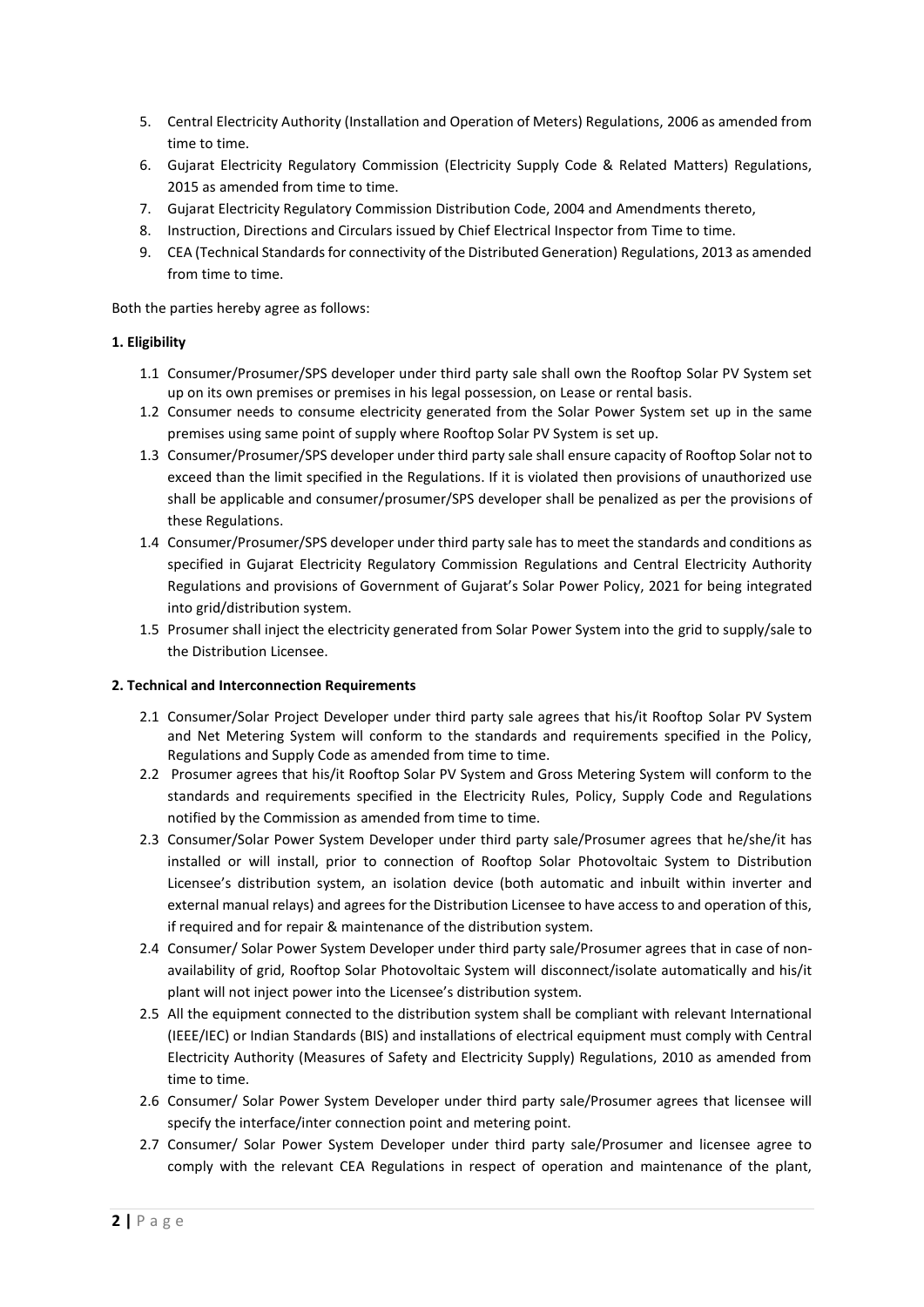5. Central Electricity Authority (Installation and Operation of Meters) Regulations, 2006 as amended from time to time.
6. Gujarat Electricity Regulatory Commission (Electricity Supply Code & Related Matters) Regulations, 2015 as amended from time to time.
7. Gujarat Electricity Regulatory Commission Distribution Code, 2004 and Amendments thereto,
8. Instruction, Directions and Circulars issued by Chief Electrical Inspector from Time to time.
9. CEA (Technical Standards for connectivity of the Distributed Generation) Regulations, 2013 as amended from time to time.

Both the parties hereby agree as follows:

**1. Eligibility**

1.1 Consumer/Prosumer/SPS developer under third party sale shall own the Rooftop Solar PV System set up on its own premises or premises in his legal possession, on Lease or rental basis.

1.2 Consumer needs to consume electricity generated from the Solar Power System set up in the same premises using same point of supply where Rooftop Solar PV System is set up.

1.3 Consumer/Prosumer/SPS developer under third party sale shall ensure capacity of Rooftop Solar not to exceed than the limit specified in the Regulations. If it is violated then provisions of unauthorized use shall be applicable and consumer/prosumer/SPS developer shall be penalized as per the provisions of these Regulations.

1.4 Consumer/Prosumer/SPS developer under third party sale has to meet the standards and conditions as specified in Gujarat Electricity Regulatory Commission Regulations and Central Electricity Authority Regulations and provisions of Government of Gujarat's Solar Power Policy, 2021 for being integrated into grid/distribution system.

1.5 Prosumer shall inject the electricity generated from Solar Power System into the grid to supply/sale to the Distribution Licensee.

**2. Technical and Interconnection Requirements**

2.1 Consumer/Solar Project Developer under third party sale agrees that his/it Rooftop Solar PV System and Net Metering System will conform to the standards and requirements specified in the Policy, Regulations and Supply Code as amended from time to time.

2.2 Prosumer agrees that his/it Rooftop Solar PV System and Gross Metering System will conform to the standards and requirements specified in the Electricity Rules, Policy, Supply Code and Regulations notified by the Commission as amended from time to time.

2.3 Consumer/Solar Power System Developer under third party sale/Prosumer agrees that he/she/it has installed or will install, prior to connection of Rooftop Solar Photovoltaic System to Distribution Licensee's distribution system, an isolation device (both automatic and inbuilt within inverter and external manual relays) and agrees for the Distribution Licensee to have access to and operation of this, if required and for repair & maintenance of the distribution system.

2.4 Consumer/ Solar Power System Developer under third party sale/Prosumer agrees that in case of non-availability of grid, Rooftop Solar Photovoltaic System will disconnect/isolate automatically and his/it plant will not inject power into the Licensee's distribution system.

2.5 All the equipment connected to the distribution system shall be compliant with relevant International (IEEE/IEC) or Indian Standards (BIS) and installations of electrical equipment must comply with Central Electricity Authority (Measures of Safety and Electricity Supply) Regulations, 2010 as amended from time to time.

2.6 Consumer/ Solar Power System Developer under third party sale/Prosumer agrees that licensee will specify the interface/inter connection point and metering point.

2.7 Consumer/ Solar Power System Developer under third party sale/Prosumer and licensee agree to comply with the relevant CEA Regulations in respect of operation and maintenance of the plant,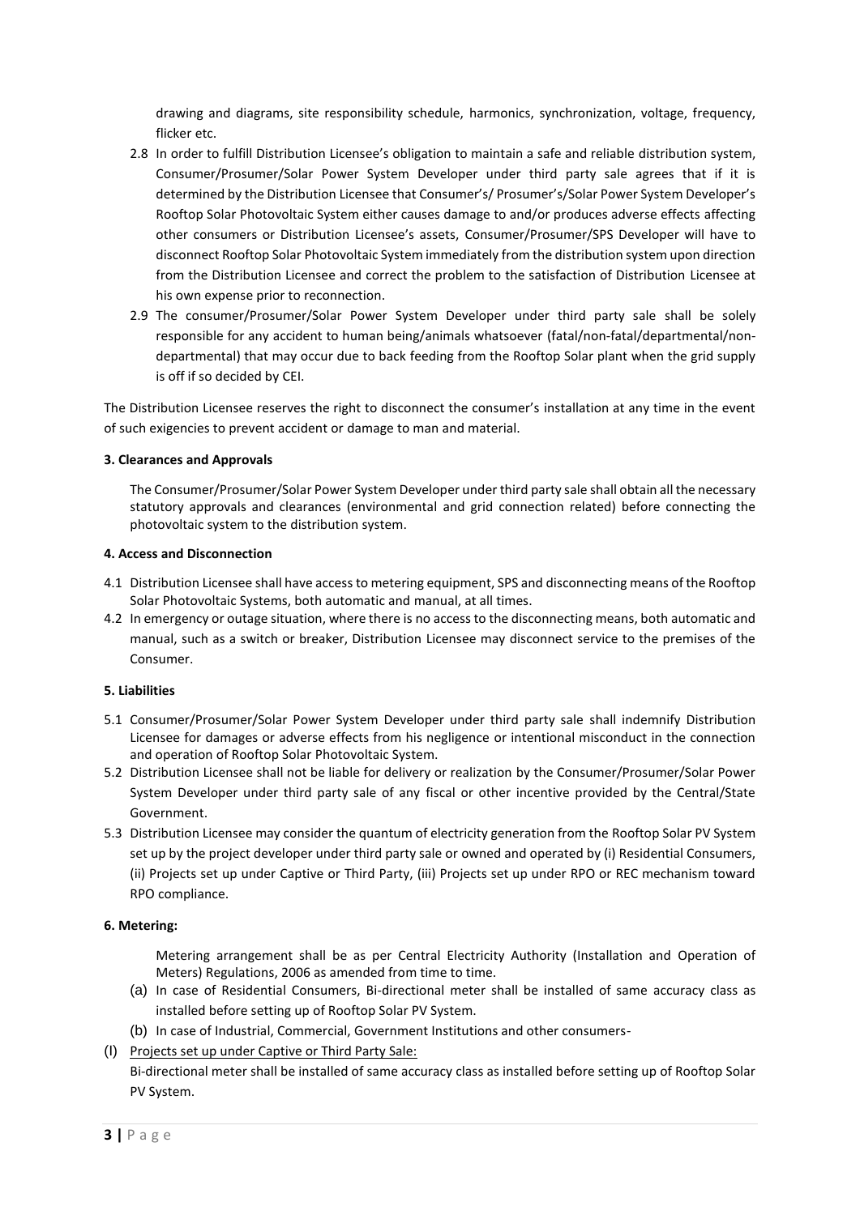drawing and diagrams, site responsibility schedule, harmonics, synchronization, voltage, frequency, flicker etc.

2.8 In order to fulfill Distribution Licensee's obligation to maintain a safe and reliable distribution system, Consumer/Prosumer/Solar Power System Developer under third party sale agrees that if it is determined by the Distribution Licensee that Consumer's/ Prosumer's/Solar Power System Developer's Rooftop Solar Photovoltaic System either causes damage to and/or produces adverse effects affecting other consumers or Distribution Licensee's assets, Consumer/Prosumer/SPS Developer will have to disconnect Rooftop Solar Photovoltaic System immediately from the distribution system upon direction from the Distribution Licensee and correct the problem to the satisfaction of Distribution Licensee at his own expense prior to reconnection.

2.9 The consumer/Prosumer/Solar Power System Developer under third party sale shall be solely responsible for any accident to human being/animals whatsoever (fatal/non-fatal/departmental/non-departmental) that may occur due to back feeding from the Rooftop Solar plant when the grid supply is off if so decided by CEI.

The Distribution Licensee reserves the right to disconnect the consumer's installation at any time in the event of such exigencies to prevent accident or damage to man and material.

**3. Clearances and Approvals**

The Consumer/Prosumer/Solar Power System Developer under third party sale shall obtain all the necessary statutory approvals and clearances (environmental and grid connection related) before connecting the photovoltaic system to the distribution system.

**4. Access and Disconnection**

4.1 Distribution Licensee shall have access to metering equipment, SPS and disconnecting means of the Rooftop Solar Photovoltaic Systems, both automatic and manual, at all times.

4.2 In emergency or outage situation, where there is no access to the disconnecting means, both automatic and manual, such as a switch or breaker, Distribution Licensee may disconnect service to the premises of the Consumer.

**5. Liabilities**

5.1 Consumer/Prosumer/Solar Power System Developer under third party sale shall indemnify Distribution Licensee for damages or adverse effects from his negligence or intentional misconduct in the connection and operation of Rooftop Solar Photovoltaic System.

5.2 Distribution Licensee shall not be liable for delivery or realization by the Consumer/Prosumer/Solar Power System Developer under third party sale of any fiscal or other incentive provided by the Central/State Government.

5.3 Distribution Licensee may consider the quantum of electricity generation from the Rooftop Solar PV System set up by the project developer under third party sale or owned and operated by (i) Residential Consumers, (ii) Projects set up under Captive or Third Party, (iii) Projects set up under RPO or REC mechanism toward RPO compliance.

**6. Metering:**

Metering arrangement shall be as per Central Electricity Authority (Installation and Operation of Meters) Regulations, 2006 as amended from time to time.

(a) In case of Residential Consumers, Bi-directional meter shall be installed of same accuracy class as installed before setting up of Rooftop Solar PV System.

(b) In case of Industrial, Commercial, Government Institutions and other consumers-

(I) Projects set up under Captive or Third Party Sale:

Bi-directional meter shall be installed of same accuracy class as installed before setting up of Rooftop Solar PV System.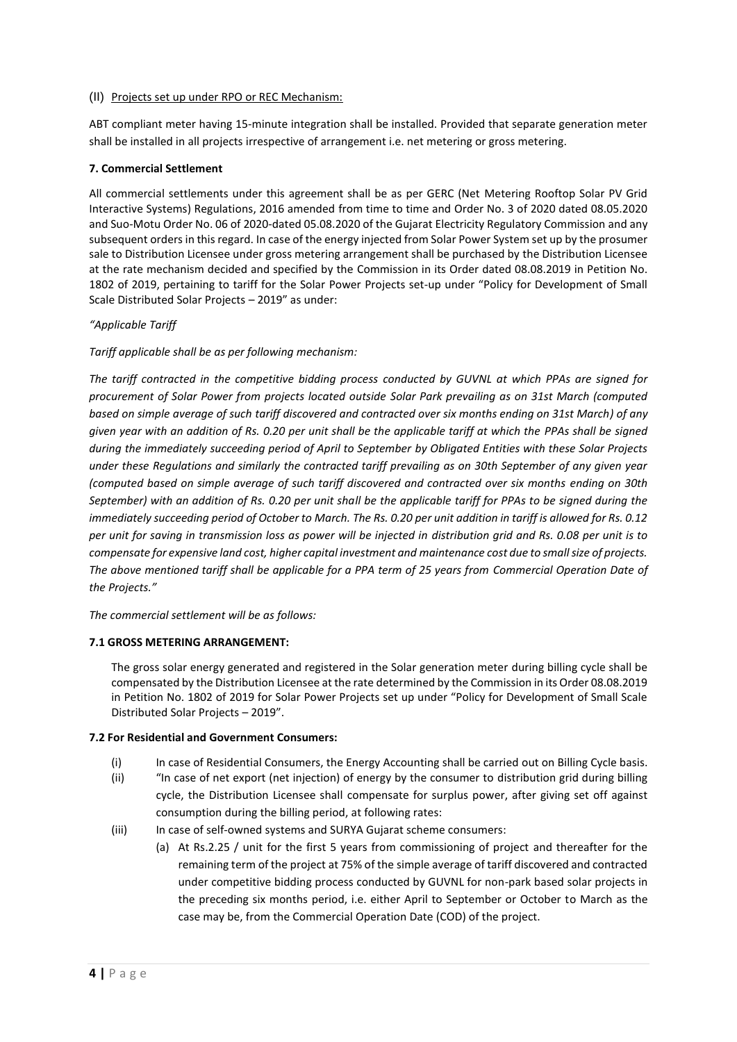(II) Projects set up under RPO or REC Mechanism:

ABT compliant meter having 15-minute integration shall be installed. Provided that separate generation meter shall be installed in all projects irrespective of arrangement i.e. net metering or gross metering.

**7. Commercial Settlement**

All commercial settlements under this agreement shall be as per GERC (Net Metering Rooftop Solar PV Grid Interactive Systems) Regulations, 2016 amended from time to time and Order No. 3 of 2020 dated 08.05.2020 and Suo-Motu Order No. 06 of 2020-dated 05.08.2020 of the Gujarat Electricity Regulatory Commission and any subsequent orders in this regard. In case of the energy injected from Solar Power System set up by the prosumer sale to Distribution Licensee under gross metering arrangement shall be purchased by the Distribution Licensee at the rate mechanism decided and specified by the Commission in its Order dated 08.08.2019 in Petition No. 1802 of 2019, pertaining to tariff for the Solar Power Projects set-up under "Policy for Development of Small Scale Distributed Solar Projects – 2019" as under:

*"Applicable Tariff*

*Tariff applicable shall be as per following mechanism:*

*The tariff contracted in the competitive bidding process conducted by GUVNL at which PPAs are signed for procurement of Solar Power from projects located outside Solar Park prevailing as on 31st March (computed based on simple average of such tariff discovered and contracted over six months ending on 31st March) of any given year with an addition of Rs. 0.20 per unit shall be the applicable tariff at which the PPAs shall be signed during the immediately succeeding period of April to September by Obligated Entities with these Solar Projects under these Regulations and similarly the contracted tariff prevailing as on 30th September of any given year (computed based on simple average of such tariff discovered and contracted over six months ending on 30th September) with an addition of Rs. 0.20 per unit shall be the applicable tariff for PPAs to be signed during the immediately succeeding period of October to March. The Rs. 0.20 per unit addition in tariff is allowed for Rs. 0.12 per unit for saving in transmission loss as power will be injected in distribution grid and Rs. 0.08 per unit is to compensate for expensive land cost, higher capital investment and maintenance cost due to small size of projects. The above mentioned tariff shall be applicable for a PPA term of 25 years from Commercial Operation Date of the Projects."*

*The commercial settlement will be as follows:*

**7.1 GROSS METERING ARRANGEMENT:**

The gross solar energy generated and registered in the Solar generation meter during billing cycle shall be compensated by the Distribution Licensee at the rate determined by the Commission in its Order 08.08.2019 in Petition No. 1802 of 2019 for Solar Power Projects set up under "Policy for Development of Small Scale Distributed Solar Projects – 2019".

**7.2 For Residential and Government Consumers:**

(i) In case of Residential Consumers, the Energy Accounting shall be carried out on Billing Cycle basis.

(ii) "In case of net export (net injection) of energy by the consumer to distribution grid during billing cycle, the Distribution Licensee shall compensate for surplus power, after giving set off against consumption during the billing period, at following rates:

(iii) In case of self-owned systems and SURYA Gujarat scheme consumers:

(a) At Rs.2.25 / unit for the first 5 years from commissioning of project and thereafter for the remaining term of the project at 75% of the simple average of tariff discovered and contracted under competitive bidding process conducted by GUVNL for non-park based solar projects in the preceding six months period, i.e. either April to September or October to March as the case may be, from the Commercial Operation Date (COD) of the project.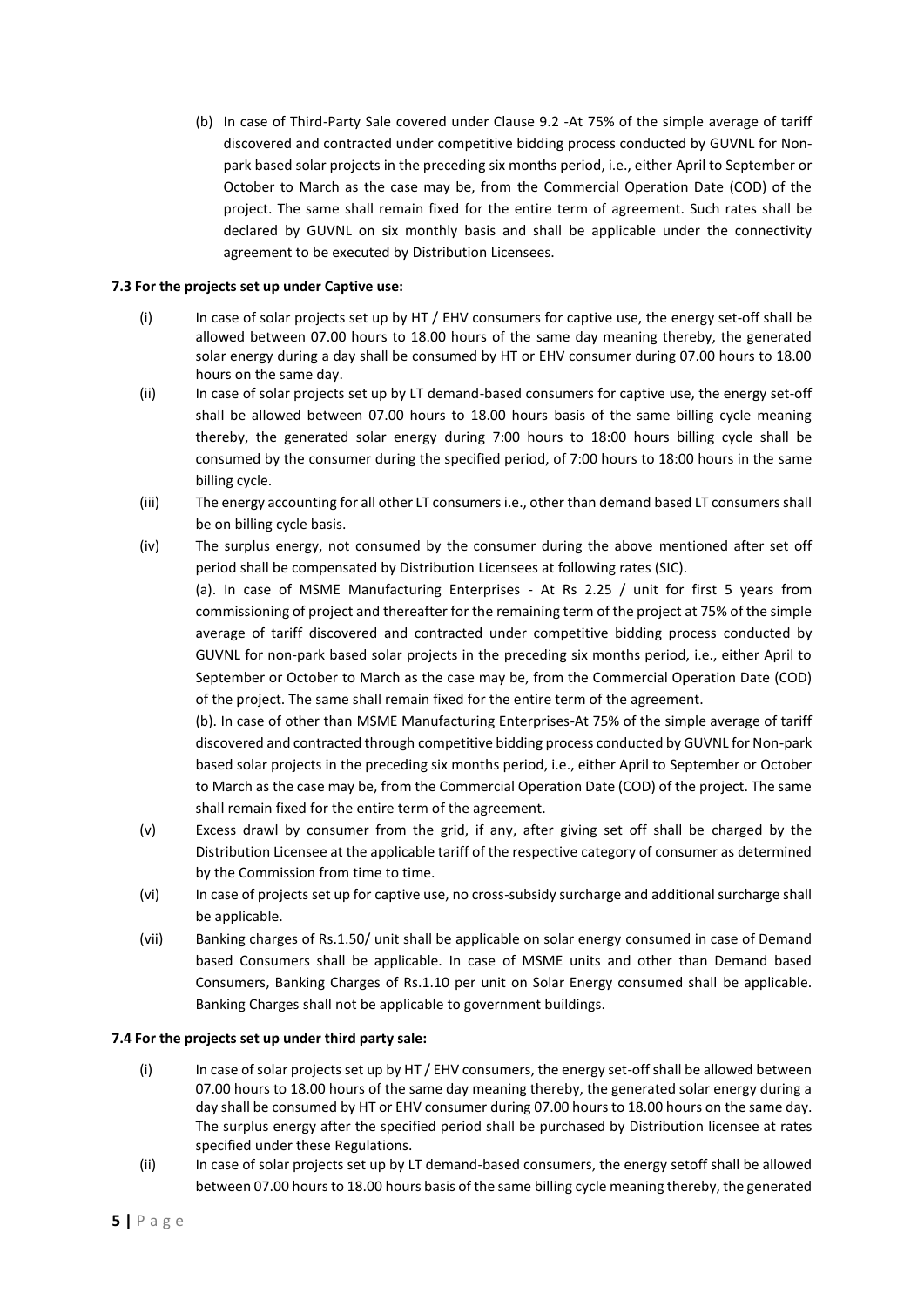(b) In case of Third-Party Sale covered under Clause 9.2 -At 75% of the simple average of tariff discovered and contracted under competitive bidding process conducted by GUVNL for Non-park based solar projects in the preceding six months period, i.e., either April to September or October to March as the case may be, from the Commercial Operation Date (COD) of the project. The same shall remain fixed for the entire term of agreement. Such rates shall be declared by GUVNL on six monthly basis and shall be applicable under the connectivity agreement to be executed by Distribution Licensees.

**7.3 For the projects set up under Captive use:**

(i) In case of solar projects set up by HT / EHV consumers for captive use, the energy set-off shall be allowed between 07.00 hours to 18.00 hours of the same day meaning thereby, the generated solar energy during a day shall be consumed by HT or EHV consumer during 07.00 hours to 18.00 hours on the same day.

(ii) In case of solar projects set up by LT demand-based consumers for captive use, the energy set-off shall be allowed between 07.00 hours to 18.00 hours basis of the same billing cycle meaning thereby, the generated solar energy during 7:00 hours to 18:00 hours billing cycle shall be consumed by the consumer during the specified period, of 7:00 hours to 18:00 hours in the same billing cycle.

(iii) The energy accounting for all other LT consumers i.e., other than demand based LT consumers shall be on billing cycle basis.

(iv) The surplus energy, not consumed by the consumer during the above mentioned after set off period shall be compensated by Distribution Licensees at following rates (SIC).

(a). In case of MSME Manufacturing Enterprises - At Rs 2.25 / unit for first 5 years from commissioning of project and thereafter for the remaining term of the project at 75% of the simple average of tariff discovered and contracted under competitive bidding process conducted by GUVNL for non-park based solar projects in the preceding six months period, i.e., either April to September or October to March as the case may be, from the Commercial Operation Date (COD) of the project. The same shall remain fixed for the entire term of the agreement.

(b). In case of other than MSME Manufacturing Enterprises-At 75% of the simple average of tariff discovered and contracted through competitive bidding process conducted by GUVNL for Non-park based solar projects in the preceding six months period, i.e., either April to September or October to March as the case may be, from the Commercial Operation Date (COD) of the project. The same shall remain fixed for the entire term of the agreement.

(v) Excess drawl by consumer from the grid, if any, after giving set off shall be charged by the Distribution Licensee at the applicable tariff of the respective category of consumer as determined by the Commission from time to time.

(vi) In case of projects set up for captive use, no cross-subsidy surcharge and additional surcharge shall be applicable.

(vii) Banking charges of Rs.1.50/ unit shall be applicable on solar energy consumed in case of Demand based Consumers shall be applicable. In case of MSME units and other than Demand based Consumers, Banking Charges of Rs.1.10 per unit on Solar Energy consumed shall be applicable. Banking Charges shall not be applicable to government buildings.

**7.4 For the projects set up under third party sale:**

(i) In case of solar projects set up by HT / EHV consumers, the energy set-off shall be allowed between 07.00 hours to 18.00 hours of the same day meaning thereby, the generated solar energy during a day shall be consumed by HT or EHV consumer during 07.00 hours to 18.00 hours on the same day. The surplus energy after the specified period shall be purchased by Distribution licensee at rates specified under these Regulations.

(ii) In case of solar projects set up by LT demand-based consumers, the energy setoff shall be allowed between 07.00 hours to 18.00 hours basis of the same billing cycle meaning thereby, the generated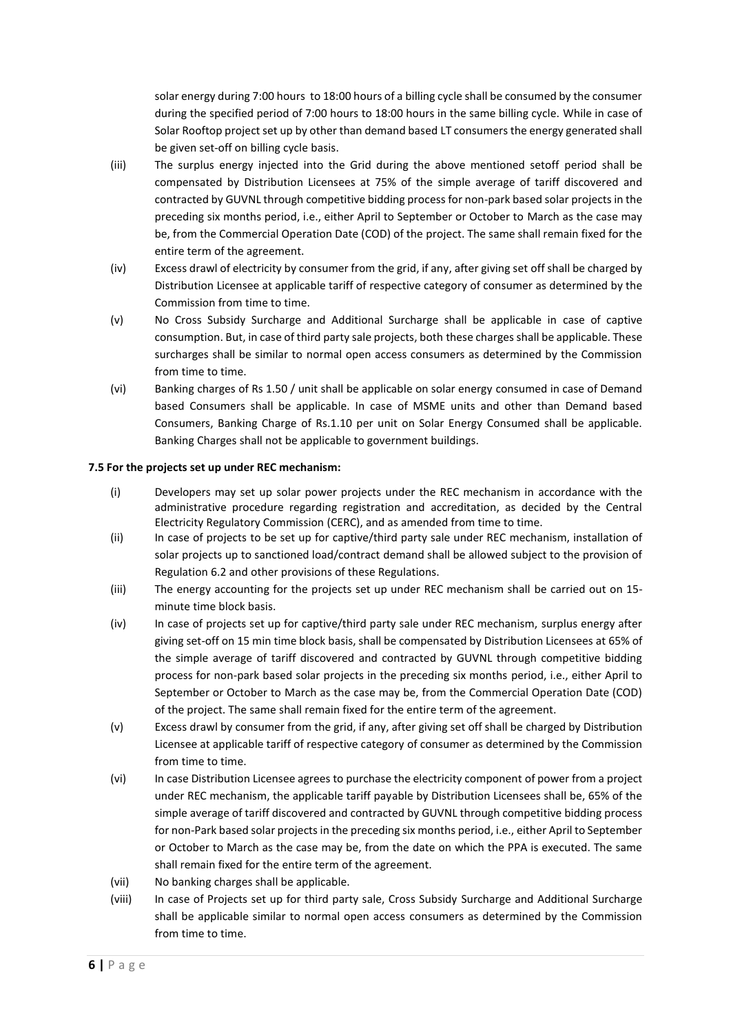solar energy during 7:00 hours to 18:00 hours of a billing cycle shall be consumed by the consumer during the specified period of 7:00 hours to 18:00 hours in the same billing cycle. While in case of Solar Rooftop project set up by other than demand based LT consumers the energy generated shall be given set-off on billing cycle basis.

(iii) The surplus energy injected into the Grid during the above mentioned setoff period shall be compensated by Distribution Licensees at 75% of the simple average of tariff discovered and contracted by GUVNL through competitive bidding process for non-park based solar projects in the preceding six months period, i.e., either April to September or October to March as the case may be, from the Commercial Operation Date (COD) of the project. The same shall remain fixed for the entire term of the agreement.

(iv) Excess drawl of electricity by consumer from the grid, if any, after giving set off shall be charged by Distribution Licensee at applicable tariff of respective category of consumer as determined by the Commission from time to time.

(v) No Cross Subsidy Surcharge and Additional Surcharge shall be applicable in case of captive consumption. But, in case of third party sale projects, both these charges shall be applicable. These surcharges shall be similar to normal open access consumers as determined by the Commission from time to time.

(vi) Banking charges of Rs 1.50 / unit shall be applicable on solar energy consumed in case of Demand based Consumers shall be applicable. In case of MSME units and other than Demand based Consumers, Banking Charge of Rs.1.10 per unit on Solar Energy Consumed shall be applicable. Banking Charges shall not be applicable to government buildings.

**7.5 For the projects set up under REC mechanism:**

(i) Developers may set up solar power projects under the REC mechanism in accordance with the administrative procedure regarding registration and accreditation, as decided by the Central Electricity Regulatory Commission (CERC), and as amended from time to time.

(ii) In case of projects to be set up for captive/third party sale under REC mechanism, installation of solar projects up to sanctioned load/contract demand shall be allowed subject to the provision of Regulation 6.2 and other provisions of these Regulations.

(iii) The energy accounting for the projects set up under REC mechanism shall be carried out on 15-minute time block basis.

(iv) In case of projects set up for captive/third party sale under REC mechanism, surplus energy after giving set-off on 15 min time block basis, shall be compensated by Distribution Licensees at 65% of the simple average of tariff discovered and contracted by GUVNL through competitive bidding process for non-park based solar projects in the preceding six months period, i.e., either April to September or October to March as the case may be, from the Commercial Operation Date (COD) of the project. The same shall remain fixed for the entire term of the agreement.

(v) Excess drawl by consumer from the grid, if any, after giving set off shall be charged by Distribution Licensee at applicable tariff of respective category of consumer as determined by the Commission from time to time.

(vi) In case Distribution Licensee agrees to purchase the electricity component of power from a project under REC mechanism, the applicable tariff payable by Distribution Licensees shall be, 65% of the simple average of tariff discovered and contracted by GUVNL through competitive bidding process for non-Park based solar projects in the preceding six months period, i.e., either April to September or October to March as the case may be, from the date on which the PPA is executed. The same shall remain fixed for the entire term of the agreement.

(vii) No banking charges shall be applicable.

(viii) In case of Projects set up for third party sale, Cross Subsidy Surcharge and Additional Surcharge shall be applicable similar to normal open access consumers as determined by the Commission from time to time.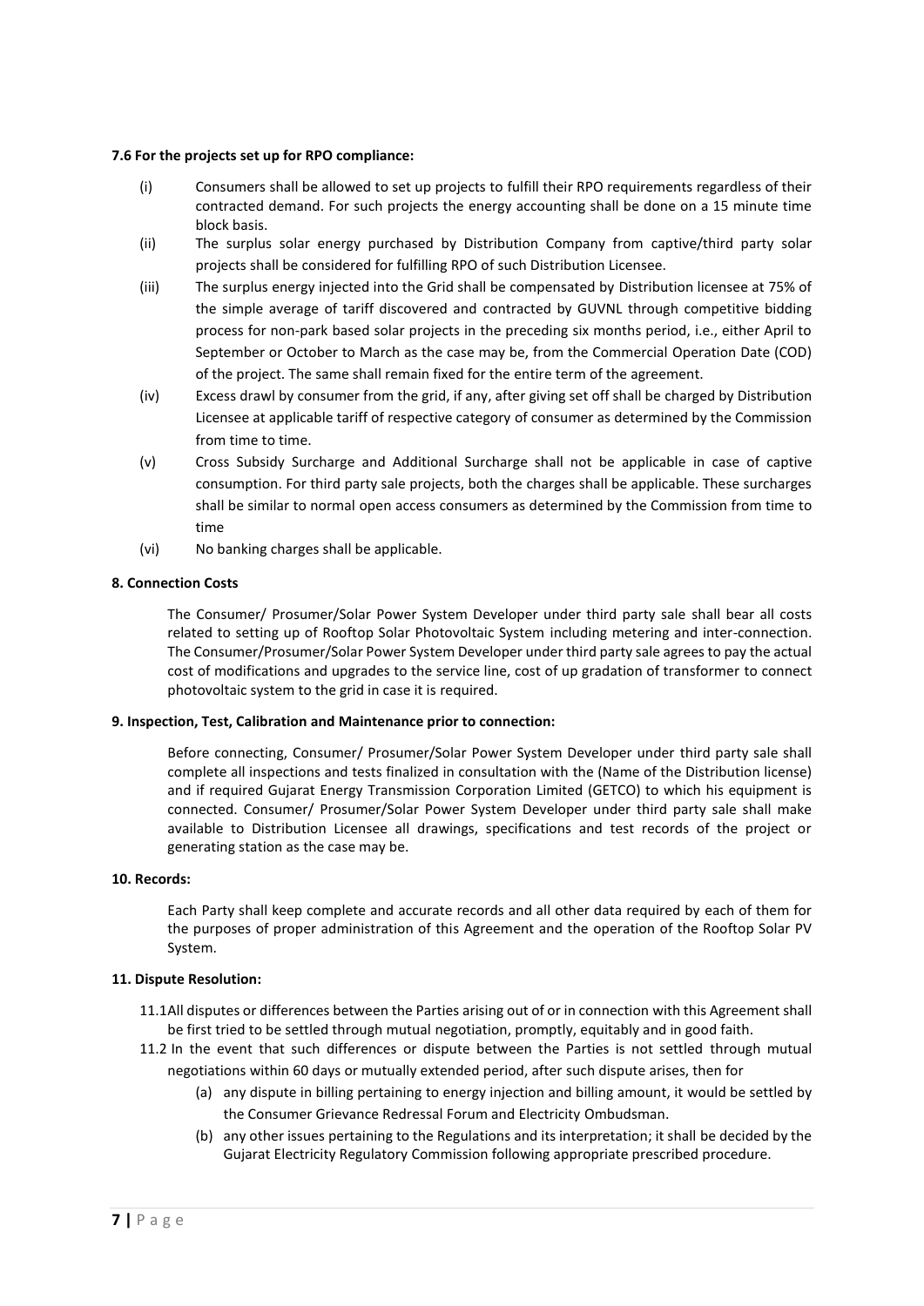**7.6 For the projects set up for RPO compliance:**

(i) Consumers shall be allowed to set up projects to fulfill their RPO requirements regardless of their contracted demand. For such projects the energy accounting shall be done on a 15 minute time block basis.

(ii) The surplus solar energy purchased by Distribution Company from captive/third party solar projects shall be considered for fulfilling RPO of such Distribution Licensee.

(iii) The surplus energy injected into the Grid shall be compensated by Distribution licensee at 75% of the simple average of tariff discovered and contracted by GUVNL through competitive bidding process for non-park based solar projects in the preceding six months period, i.e., either April to September or October to March as the case may be, from the Commercial Operation Date (COD) of the project. The same shall remain fixed for the entire term of the agreement.

(iv) Excess drawl by consumer from the grid, if any, after giving set off shall be charged by Distribution Licensee at applicable tariff of respective category of consumer as determined by the Commission from time to time.

(v) Cross Subsidy Surcharge and Additional Surcharge shall not be applicable in case of captive consumption. For third party sale projects, both the charges shall be applicable. These surcharges shall be similar to normal open access consumers as determined by the Commission from time to time

(vi) No banking charges shall be applicable.

**8. Connection Costs**

The Consumer/ Prosumer/Solar Power System Developer under third party sale shall bear all costs related to setting up of Rooftop Solar Photovoltaic System including metering and inter-connection. The Consumer/Prosumer/Solar Power System Developer under third party sale agrees to pay the actual cost of modifications and upgrades to the service line, cost of up gradation of transformer to connect photovoltaic system to the grid in case it is required.

**9. Inspection, Test, Calibration and Maintenance prior to connection:**

Before connecting, Consumer/ Prosumer/Solar Power System Developer under third party sale shall complete all inspections and tests finalized in consultation with the (Name of the Distribution license) and if required Gujarat Energy Transmission Corporation Limited (GETCO) to which his equipment is connected. Consumer/ Prosumer/Solar Power System Developer under third party sale shall make available to Distribution Licensee all drawings, specifications and test records of the project or generating station as the case may be.

**10. Records:**

Each Party shall keep complete and accurate records and all other data required by each of them for the purposes of proper administration of this Agreement and the operation of the Rooftop Solar PV System.

**11. Dispute Resolution:**

11.1 All disputes or differences between the Parties arising out of or in connection with this Agreement shall be first tried to be settled through mutual negotiation, promptly, equitably and in good faith.

11.2 In the event that such differences or dispute between the Parties is not settled through mutual negotiations within 60 days or mutually extended period, after such dispute arises, then for

(a) any dispute in billing pertaining to energy injection and billing amount, it would be settled by the Consumer Grievance Redressal Forum and Electricity Ombudsman.

(b) any other issues pertaining to the Regulations and its interpretation; it shall be decided by the Gujarat Electricity Regulatory Commission following appropriate prescribed procedure.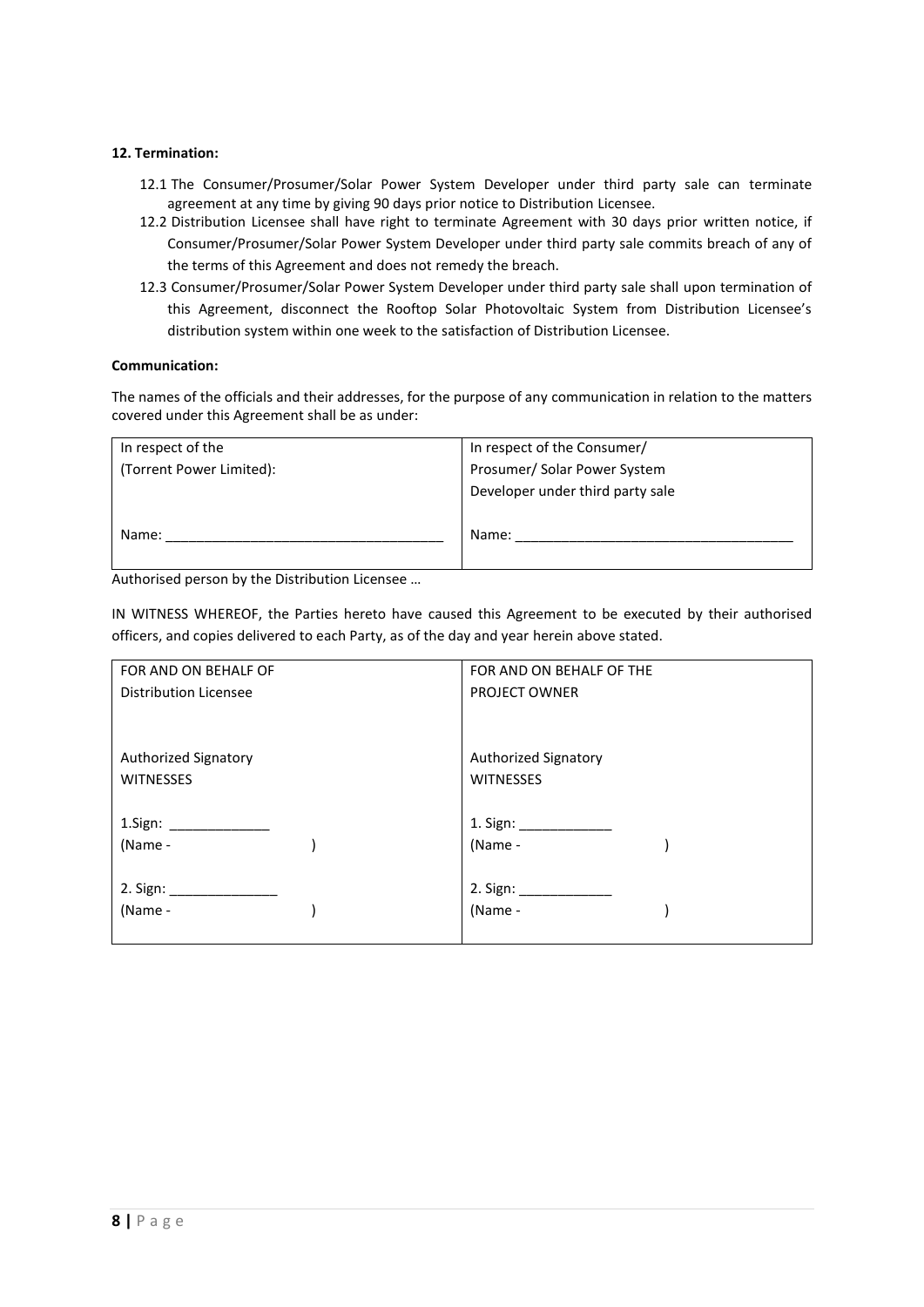**12. Termination:**

12.1 The Consumer/Prosumer/Solar Power System Developer under third party sale can terminate agreement at any time by giving 90 days prior notice to Distribution Licensee.

12.2 Distribution Licensee shall have right to terminate Agreement with 30 days prior written notice, if Consumer/Prosumer/Solar Power System Developer under third party sale commits breach of any of the terms of this Agreement and does not remedy the breach.

12.3 Consumer/Prosumer/Solar Power System Developer under third party sale shall upon termination of this Agreement, disconnect the Rooftop Solar Photovoltaic System from Distribution Licensee's distribution system within one week to the satisfaction of Distribution Licensee.

**Communication:**

The names of the officials and their addresses, for the purpose of any communication in relation to the matters covered under this Agreement shall be as under:

| In respect of the (Torrent Power Limited): | In respect of the Consumer/ Prosumer/ Solar Power System Developer under third party sale |
|---|---|
| Name: ___________________________________ | Name: ___________________________________ |

Authorised person by the Distribution Licensee …

IN WITNESS WHEREOF, the Parties hereto have caused this Agreement to be executed by their authorised officers, and copies delivered to each Party, as of the day and year herein above stated.

| FOR AND ON BEHALF OF Distribution Licensee | FOR AND ON BEHALF OF THE PROJECT OWNER |
|---|---|
| Authorized Signatory | Authorized Signatory |
| WITNESSES | WITNESSES |
| 1.Sign: _____________ | 1. Sign: ____________ |
| (Name - ) | (Name - ) |
| 2. Sign: ______________ | 2. Sign: ____________ |
| (Name - ) | (Name - ) |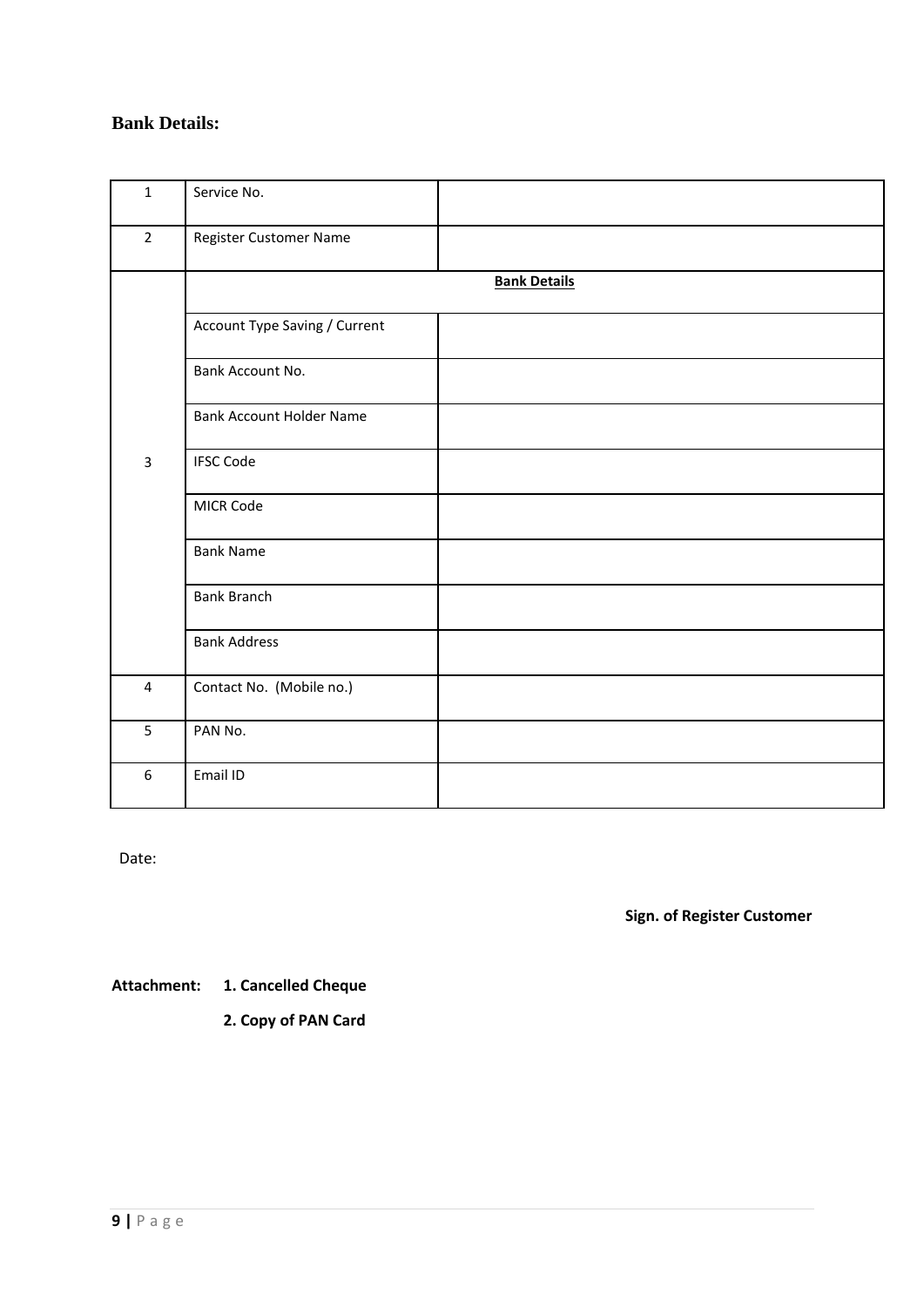## Bank Details:

| | | |
|---|---|---|
| 1 | Service No. | |
| 2 | Register Customer Name | |
| 3 | **Bank Details** | |
| | Account Type Saving / Current | |
| | Bank Account No. | |
| | Bank Account Holder Name | |
| | IFSC Code | |
| | MICR Code | |
| | Bank Name | |
| | Bank Branch | |
| | Bank Address | |
| 4 | Contact No. (Mobile no.) | |
| 5 | PAN No. | |
| 6 | Email ID | |

Date:

**Sign. of Register Customer**

**Attachment: 1. Cancelled Cheque**

**2. Copy of PAN Card**